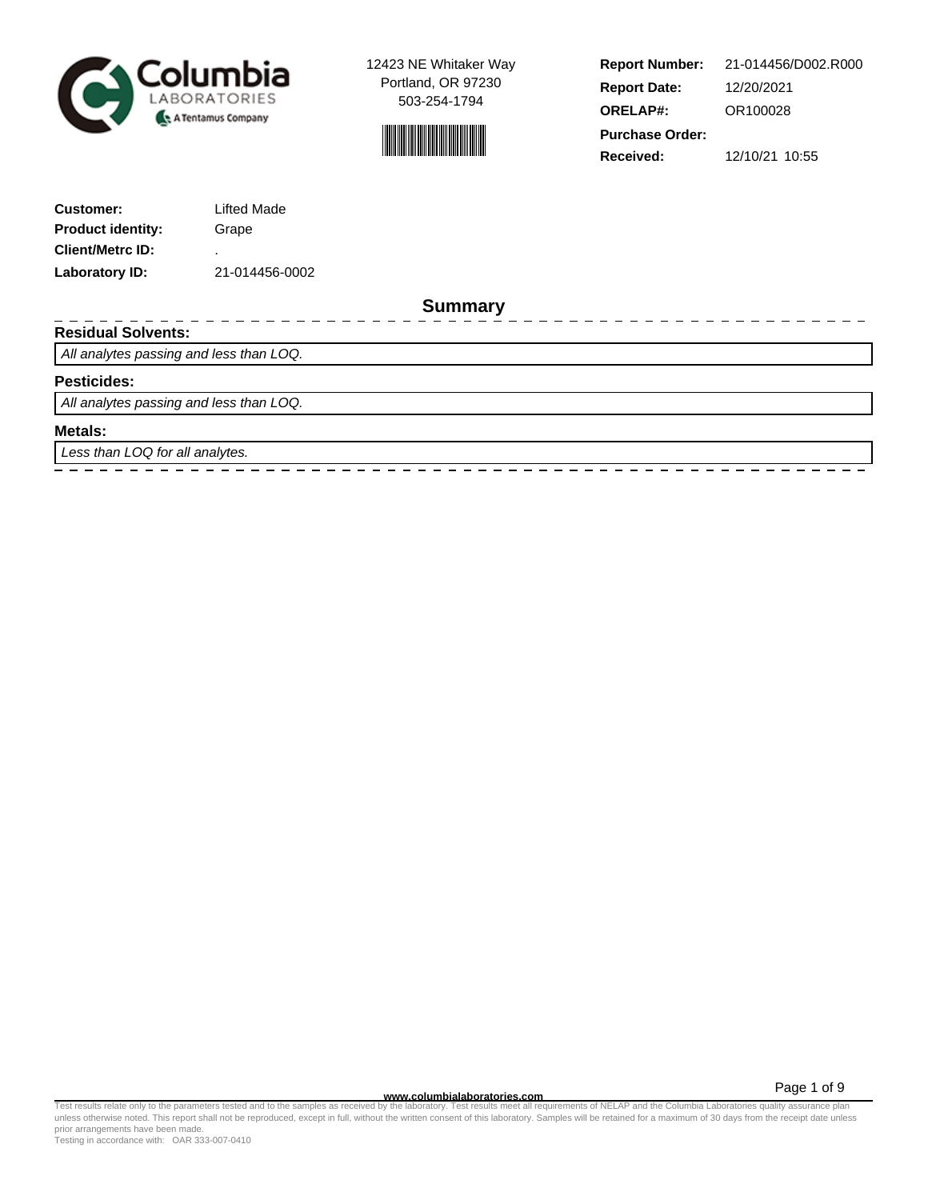Columbia Laboratories
A Tentamus Company

12423 NE Whitaker Way
Portland, OR 97230
503-254-1794

| | |
|---|---|
| **Report Number:** | 21-014456/D002.R000 |
| **Report Date:** | 12/20/2021 |
| **ORELAP#:** | OR100028 |
| **Purchase Order:** | |
| **Received:** | 12/10/21 10:55 |

| | |
|---|---|
| **Customer:** | Lifted Made |
| **Product identity:** | Grape |
| **Client/Metrc ID:** | . |
| **Laboratory ID:** | 21-014456-0002 |

## Summary

**Residual Solvents:**

*All analytes passing and less than LOQ.*

**Pesticides:**

*All analytes passing and less than LOQ.*

**Metals:**

*Less than LOQ for all analytes.*

www.columbialaboratories.com

Test results relate only to the parameters tested and to the samples as received by the laboratory. Test results meet all requirements of NELAP and the Columbia Laboratories quality assurance plan unless otherwise noted. This report shall not be reproduced, except in full, without the written consent of this laboratory. Samples will be retained for a maximum of 30 days from the receipt date unless prior arrangements have been made.
Testing in accordance with: OAR 333-007-0410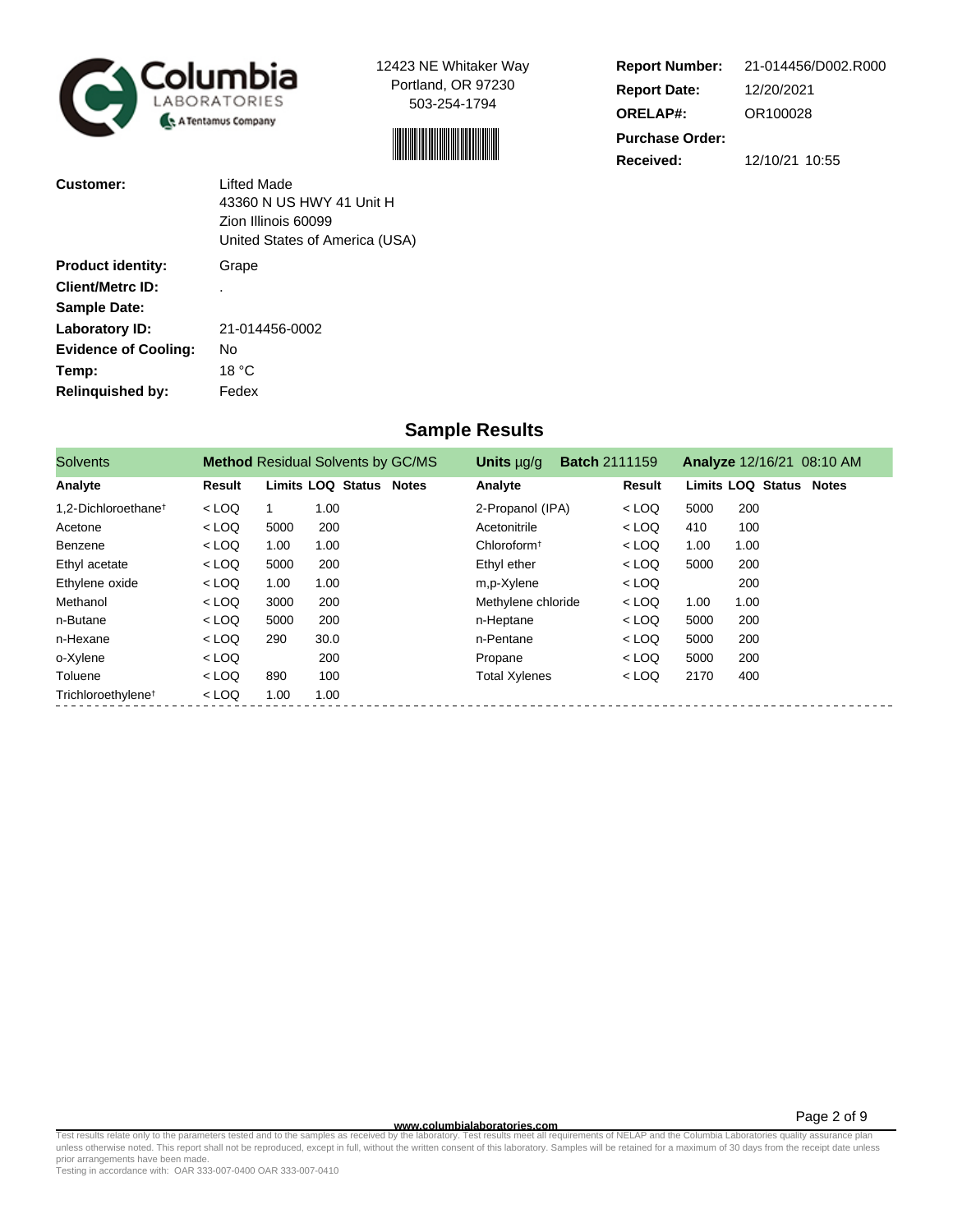Columbia LABORATORIES
A Tentamus Company

12423 NE Whitaker Way
Portland, OR 97230
503-254-1794

| | |
|---|---|
| **Report Number:** | 21-014456/D002.R000 |
| **Report Date:** | 12/20/2021 |
| **ORELAP#:** | OR100028 |
| **Purchase Order:** | |
| **Received:** | 12/10/21 10:55 |

| | |
|---|---|
| **Customer:** | Lifted Made<br>43360 N US HWY 41 Unit H<br>Zion Illinois 60099<br>United States of America (USA) |
| **Product identity:** | Grape |
| **Client/Metrc ID:** | . |
| **Sample Date:** | |
| **Laboratory ID:** | 21-014456-0002 |
| **Evidence of Cooling:** | No |
| **Temp:** | 18 °C |
| **Relinquished by:** | Fedex |

## Sample Results

**Solvents** | **Method** Residual Solvents by GC/MS | **Units** µg/g | **Batch** 2111159 | **Analyze** 12/16/21 08:10 AM

| Analyte | Result | Limits | LOQ | Status | Notes | Analyte | Result | Limits | LOQ | Status | Notes |
|---|---|---|---|---|---|---|---|---|---|---|---|
| 1,2-Dichloroethane† | < LOQ | 1 | 1.00 | | | 2-Propanol (IPA) | < LOQ | 5000 | 200 | | |
| Acetone | < LOQ | 5000 | 200 | | | Acetonitrile | < LOQ | 410 | 100 | | |
| Benzene | < LOQ | 1.00 | 1.00 | | | Chloroform† | < LOQ | 1.00 | 1.00 | | |
| Ethyl acetate | < LOQ | 5000 | 200 | | | Ethyl ether | < LOQ | 5000 | 200 | | |
| Ethylene oxide | < LOQ | 1.00 | 1.00 | | | m,p-Xylene | < LOQ | | 200 | | |
| Methanol | < LOQ | 3000 | 200 | | | Methylene chloride | < LOQ | 1.00 | 1.00 | | |
| n-Butane | < LOQ | 5000 | 200 | | | n-Heptane | < LOQ | 5000 | 200 | | |
| n-Hexane | < LOQ | 290 | 30.0 | | | n-Pentane | < LOQ | 5000 | 200 | | |
| o-Xylene | < LOQ | | 200 | | | Propane | < LOQ | 5000 | 200 | | |
| Toluene | < LOQ | 890 | 100 | | | Total Xylenes | < LOQ | 2170 | 400 | | |
| Trichloroethylene† | < LOQ | 1.00 | 1.00 | | | | | | | | |

www.columbialaboratories.com

Test results relate only to the parameters tested and to the samples as received by the laboratory. Test results meet all requirements of NELAP and the Columbia Laboratories quality assurance plan unless otherwise noted. This report shall not be reproduced, except in full, without the written consent of this laboratory. Samples will be retained for a maximum of 30 days from the receipt date unless prior arrangements have been made.
Testing in accordance with: OAR 333-007-0400 OAR 333-007-0410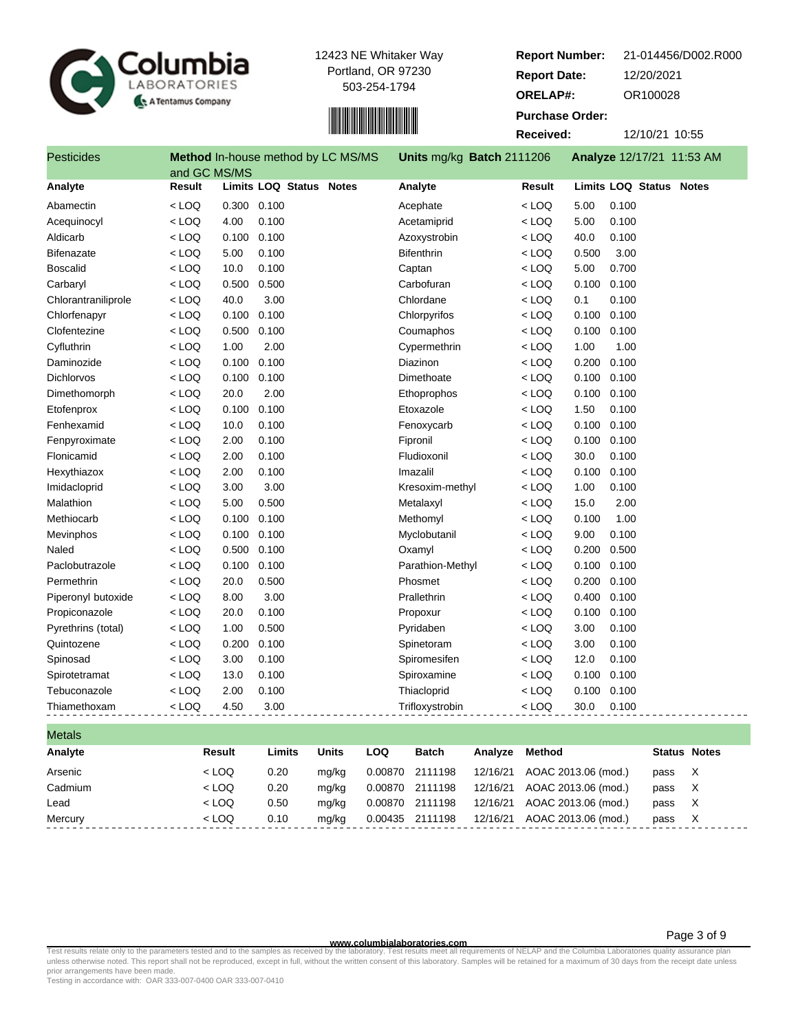Columbia LABORATORIES
A Tentamus Company

12423 NE Whitaker Way
Portland, OR 97230
503-254-1794

**Report Number:** 21-014456/D002.R000
**Report Date:** 12/20/2021
**ORELAP#:** OR100028
**Purchase Order:**
**Received:** 12/10/21 10:55

## Pesticides

**Method** In-house method by LC MS/MS and GC MS/MS | **Units** mg/kg | **Batch** 2111206 | **Analyze** 12/17/21 11:53 AM

| Analyte | Result | Limits | LOQ | Status | Notes | Analyte | Result | Limits | LOQ | Status | Notes |
|---|---|---|---|---|---|---|---|---|---|---|---|
| Abamectin | < LOQ | 0.300 | 0.100 | | | Acephate | < LOQ | 5.00 | 0.100 | | |
| Acequinocyl | < LOQ | 4.00 | 0.100 | | | Acetamiprid | < LOQ | 5.00 | 0.100 | | |
| Aldicarb | < LOQ | 0.100 | 0.100 | | | Azoxystrobin | < LOQ | 40.0 | 0.100 | | |
| Bifenazate | < LOQ | 5.00 | 0.100 | | | Bifenthrin | < LOQ | 0.500 | 3.00 | | |
| Boscalid | < LOQ | 10.0 | 0.100 | | | Captan | < LOQ | 5.00 | 0.700 | | |
| Carbaryl | < LOQ | 0.500 | 0.500 | | | Carbofuran | < LOQ | 0.100 | 0.100 | | |
| Chlorantraniliprole | < LOQ | 40.0 | 3.00 | | | Chlordane | < LOQ | 0.1 | 0.100 | | |
| Chlorfenapyr | < LOQ | 0.100 | 0.100 | | | Chlorpyrifos | < LOQ | 0.100 | 0.100 | | |
| Clofentezine | < LOQ | 0.500 | 0.100 | | | Coumaphos | < LOQ | 0.100 | 0.100 | | |
| Cyfluthrin | < LOQ | 1.00 | 2.00 | | | Cypermethrin | < LOQ | 1.00 | 1.00 | | |
| Daminozide | < LOQ | 0.100 | 0.100 | | | Diazinon | < LOQ | 0.200 | 0.100 | | |
| Dichlorvos | < LOQ | 0.100 | 0.100 | | | Dimethoate | < LOQ | 0.100 | 0.100 | | |
| Dimethomorph | < LOQ | 20.0 | 2.00 | | | Ethoprophos | < LOQ | 0.100 | 0.100 | | |
| Etofenprox | < LOQ | 0.100 | 0.100 | | | Etoxazole | < LOQ | 1.50 | 0.100 | | |
| Fenhexamid | < LOQ | 10.0 | 0.100 | | | Fenoxycarb | < LOQ | 0.100 | 0.100 | | |
| Fenpyroximate | < LOQ | 2.00 | 0.100 | | | Fipronil | < LOQ | 0.100 | 0.100 | | |
| Flonicamid | < LOQ | 2.00 | 0.100 | | | Fludioxonil | < LOQ | 30.0 | 0.100 | | |
| Hexythiazox | < LOQ | 2.00 | 0.100 | | | Imazalil | < LOQ | 0.100 | 0.100 | | |
| Imidacloprid | < LOQ | 3.00 | 3.00 | | | Kresoxim-methyl | < LOQ | 1.00 | 0.100 | | |
| Malathion | < LOQ | 5.00 | 0.500 | | | Metalaxyl | < LOQ | 15.0 | 2.00 | | |
| Methiocarb | < LOQ | 0.100 | 0.100 | | | Methomyl | < LOQ | 0.100 | 1.00 | | |
| Mevinphos | < LOQ | 0.100 | 0.100 | | | Myclobutanil | < LOQ | 9.00 | 0.100 | | |
| Naled | < LOQ | 0.500 | 0.100 | | | Oxamyl | < LOQ | 0.200 | 0.500 | | |
| Paclobutrazole | < LOQ | 0.100 | 0.100 | | | Parathion-Methyl | < LOQ | 0.100 | 0.100 | | |
| Permethrin | < LOQ | 20.0 | 0.500 | | | Phosmet | < LOQ | 0.200 | 0.100 | | |
| Piperonyl butoxide | < LOQ | 8.00 | 3.00 | | | Prallethrin | < LOQ | 0.400 | 0.100 | | |
| Propiconazole | < LOQ | 20.0 | 0.100 | | | Propoxur | < LOQ | 0.100 | 0.100 | | |
| Pyrethrins (total) | < LOQ | 1.00 | 0.500 | | | Pyridaben | < LOQ | 3.00 | 0.100 | | |
| Quintozene | < LOQ | 0.200 | 0.100 | | | Spinetoram | < LOQ | 3.00 | 0.100 | | |
| Spinosad | < LOQ | 3.00 | 0.100 | | | Spiromesifen | < LOQ | 12.0 | 0.100 | | |
| Spirotetramat | < LOQ | 13.0 | 0.100 | | | Spiroxamine | < LOQ | 0.100 | 0.100 | | |
| Tebuconazole | < LOQ | 2.00 | 0.100 | | | Thiacloprid | < LOQ | 0.100 | 0.100 | | |
| Thiamethoxam | < LOQ | 4.50 | 3.00 | | | Trifloxystrobin | < LOQ | 30.0 | 0.100 | | |

## Metals

| Analyte | Result | Limits | Units | LOQ | Batch | Analyze | Method | Status | Notes |
|---|---|---|---|---|---|---|---|---|---|
| Arsenic | < LOQ | 0.20 | mg/kg | 0.00870 | 2111198 | 12/16/21 | AOAC 2013.06 (mod.) | pass | X |
| Cadmium | < LOQ | 0.20 | mg/kg | 0.00870 | 2111198 | 12/16/21 | AOAC 2013.06 (mod.) | pass | X |
| Lead | < LOQ | 0.50 | mg/kg | 0.00870 | 2111198 | 12/16/21 | AOAC 2013.06 (mod.) | pass | X |
| Mercury | < LOQ | 0.10 | mg/kg | 0.00435 | 2111198 | 12/16/21 | AOAC 2013.06 (mod.) | pass | X |

www.columbialaboratories.com

Test results relate only to the parameters tested and to the samples as received by the laboratory. Test results meet all requirements of NELAP and the Columbia Laboratories quality assurance plan unless otherwise noted. This report shall not be reproduced, except in full, without the written consent of this laboratory. Samples will be retained for a maximum of 30 days from the receipt date unless prior arrangements have been made.
Testing in accordance with: OAR 333-007-0400 OAR 333-007-0410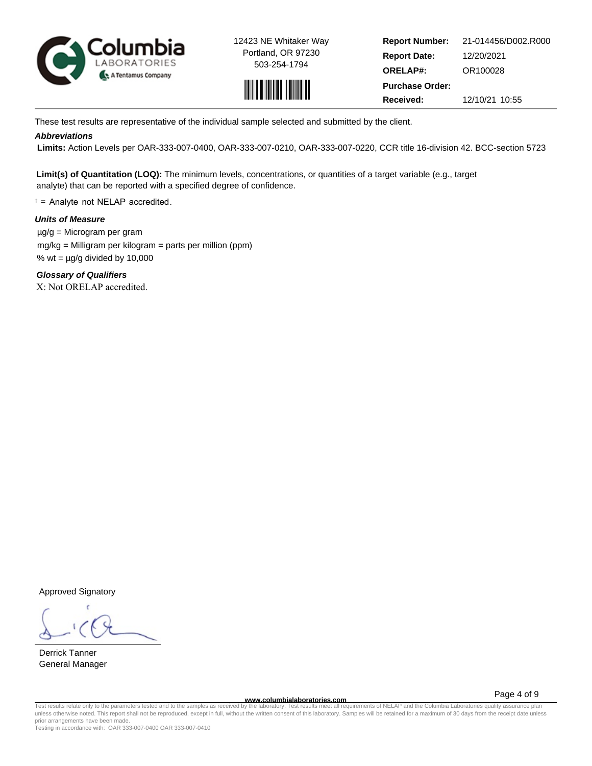Columbia LABORATORIES A Tentamus Company

12423 NE Whitaker Way
Portland, OR 97230
503-254-1794

| | |
|---|---|
| **Report Number:** | 21-014456/D002.R000 |
| **Report Date:** | 12/20/2021 |
| **ORELAP#:** | OR100028 |
| **Purchase Order:** | |
| **Received:** | 12/10/21 10:55 |

These test results are representative of the individual sample selected and submitted by the client.

***Abbreviations***

**Limits:** Action Levels per OAR-333-007-0400, OAR-333-007-0210, OAR-333-007-0220, CCR title 16-division 42. BCC-section 5723

**Limit(s) of Quantitation (LOQ):** The minimum levels, concentrations, or quantities of a target variable (e.g., target analyte) that can be reported with a specified degree of confidence.

† = Analyte not NELAP accredited.

***Units of Measure***

µg/g = Microgram per gram

mg/kg = Milligram per kilogram = parts per million (ppm)

% wt = µg/g divided by 10,000

***Glossary of Qualifiers***

X: Not ORELAP accredited.

Approved Signatory

Derrick Tanner
General Manager

www.columbialaboratories.com

Test results relate only to the parameters tested and to the samples as received by the laboratory. Test results meet all requirements of NELAP and the Columbia Laboratories quality assurance plan unless otherwise noted. This report shall not be reproduced, except in full, without the written consent of this laboratory. Samples will be retained for a maximum of 30 days from the receipt date unless prior arrangements have been made.
Testing in accordance with: OAR 333-007-0400 OAR 333-007-0410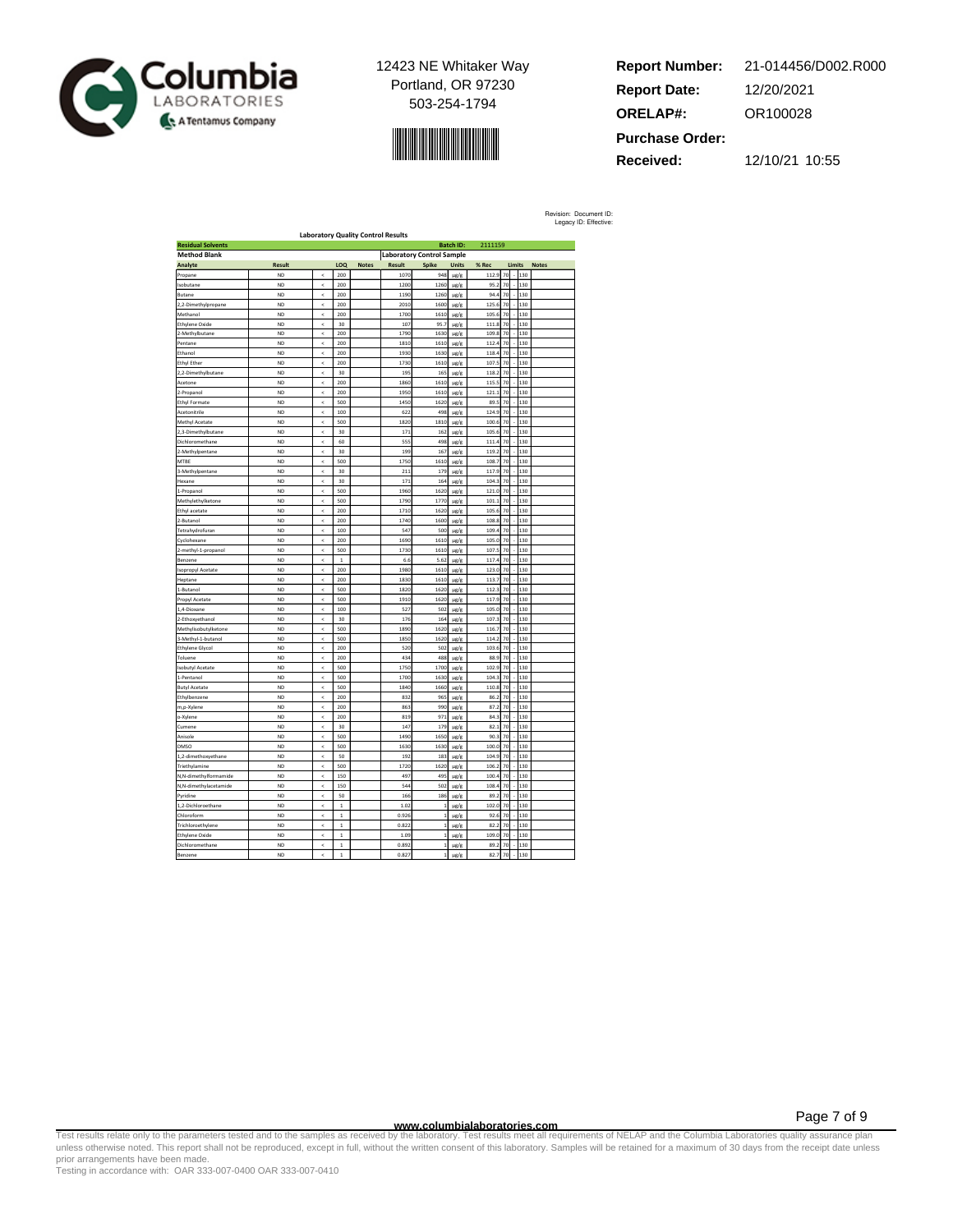Columbia LABORATORIES

A Tentamus Company

12423 NE Whitaker Way
Portland, OR 97230
503-254-1794

| | |
|---|---|
| **Report Number:** | 21-014456/D002.R000 |
| **Report Date:** | 12/20/2021 |
| **ORELAP#:** | OR100028 |
| **Purchase Order:** | |
| **Received:** | 12/10/21 10:55 |

Revision: Document ID:
Legacy ID: Effective:

## Laboratory Quality Control Results

**Residual Solvents** — Batch ID: 2111159

| Method Blank | | | | | Laboratory Control Sample | | | | | | | |
|---|---|---|---|---|---|---|---|---|---|---|---|---|
| **Analyte** | **Result** | | **LOQ** | **Notes** | **Result** | **Spike** | **Units** | **% Rec** | **Limits** | | | **Notes** |
| Propane | ND | < | 200 | | 1070 | 948 | µg/g | 112.9 | 70 | - | 130 | |
| Isobutane | ND | < | 200 | | 1200 | 1260 | µg/g | 95.2 | 70 | - | 130 | |
| Butane | ND | < | 200 | | 1190 | 1260 | µg/g | 94.4 | 70 | - | 130 | |
| 2,2-Dimethylpropane | ND | < | 200 | | 2010 | 1600 | µg/g | 125.6 | 70 | - | 130 | |
| Methanol | ND | < | 200 | | 1700 | 1610 | µg/g | 105.6 | 70 | - | 130 | |
| Ethylene Oxide | ND | < | 30 | | 107 | 95.7 | µg/g | 111.8 | 70 | - | 130 | |
| 2-Methylbutane | ND | < | 200 | | 1790 | 1630 | µg/g | 109.8 | 70 | - | 130 | |
| Pentane | ND | < | 200 | | 1810 | 1610 | µg/g | 112.4 | 70 | - | 130 | |
| Ethanol | ND | < | 200 | | 1930 | 1630 | µg/g | 118.4 | 70 | - | 130 | |
| Ethyl Ether | ND | < | 200 | | 1730 | 1610 | µg/g | 107.5 | 70 | - | 130 | |
| 2,2-Dimethylbutane | ND | < | 30 | | 195 | 165 | µg/g | 118.2 | 70 | - | 130 | |
| Acetone | ND | < | 200 | | 1860 | 1610 | µg/g | 115.5 | 70 | - | 130 | |
| 2-Propanol | ND | < | 200 | | 1950 | 1610 | µg/g | 121.1 | 70 | - | 130 | |
| Ethyl Formate | ND | < | 500 | | 1450 | 1620 | µg/g | 89.5 | 70 | - | 130 | |
| Acetonitrile | ND | < | 100 | | 622 | 498 | µg/g | 124.9 | 70 | - | 130 | |
| Methyl Acetate | ND | < | 500 | | 1820 | 1810 | µg/g | 100.6 | 70 | - | 130 | |
| 2,3-Dimethylbutane | ND | < | 30 | | 171 | 162 | µg/g | 105.6 | 70 | - | 130 | |
| Dichloromethane | ND | < | 60 | | 555 | 498 | µg/g | 111.4 | 70 | - | 130 | |
| 2-Methylpentane | ND | < | 30 | | 199 | 167 | µg/g | 119.2 | 70 | - | 130 | |
| MTBE | ND | < | 500 | | 1750 | 1610 | µg/g | 108.7 | 70 | - | 130 | |
| 3-Methylpentane | ND | < | 30 | | 211 | 179 | µg/g | 117.9 | 70 | - | 130 | |
| Hexane | ND | < | 30 | | 171 | 164 | µg/g | 104.3 | 70 | - | 130 | |
| 1-Propanol | ND | < | 500 | | 1960 | 1620 | µg/g | 121.0 | 70 | - | 130 | |
| Methylethylketone | ND | < | 500 | | 1790 | 1770 | µg/g | 101.1 | 70 | - | 130 | |
| Ethyl acetate | ND | < | 200 | | 1710 | 1620 | µg/g | 105.6 | 70 | - | 130 | |
| 2-Butanol | ND | < | 200 | | 1740 | 1600 | µg/g | 108.8 | 70 | - | 130 | |
| Tetrahydrofuran | ND | < | 100 | | 547 | 500 | µg/g | 109.4 | 70 | - | 130 | |
| Cyclohexane | ND | < | 200 | | 1690 | 1610 | µg/g | 105.0 | 70 | - | 130 | |
| 2-methyl-1-propanol | ND | < | 500 | | 1730 | 1610 | µg/g | 107.5 | 70 | - | 130 | |
| Benzene | ND | < | 1 | | 6.6 | 5.62 | µg/g | 117.4 | 70 | - | 130 | |
| Isopropyl Acetate | ND | < | 200 | | 1980 | 1610 | µg/g | 123.0 | 70 | - | 130 | |
| Heptane | ND | < | 200 | | 1830 | 1610 | µg/g | 113.7 | 70 | - | 130 | |
| 1-Butanol | ND | < | 500 | | 1820 | 1620 | µg/g | 112.3 | 70 | - | 130 | |
| Propyl Acetate | ND | < | 500 | | 1910 | 1620 | µg/g | 117.9 | 70 | - | 130 | |
| 1,4-Dioxane | ND | < | 100 | | 527 | 502 | µg/g | 105.0 | 70 | - | 130 | |
| 2-Ethoxyethanol | ND | < | 30 | | 176 | 164 | µg/g | 107.3 | 70 | - | 130 | |
| Methylisobutylketone | ND | < | 500 | | 1890 | 1620 | µg/g | 116.7 | 70 | - | 130 | |
| 3-Methyl-1-butanol | ND | < | 500 | | 1850 | 1620 | µg/g | 114.2 | 70 | - | 130 | |
| Ethylene Glycol | ND | < | 200 | | 520 | 502 | µg/g | 103.6 | 70 | - | 130 | |
| Toluene | ND | < | 200 | | 434 | 488 | µg/g | 88.9 | 70 | - | 130 | |
| Isobutyl Acetate | ND | < | 500 | | 1750 | 1700 | µg/g | 102.9 | 70 | - | 130 | |
| 1-Pentanol | ND | < | 500 | | 1700 | 1630 | µg/g | 104.3 | 70 | - | 130 | |
| Butyl Acetate | ND | < | 500 | | 1840 | 1660 | µg/g | 110.8 | 70 | - | 130 | |
| Ethylbenzene | ND | < | 200 | | 832 | 965 | µg/g | 86.2 | 70 | - | 130 | |
| m,p-Xylene | ND | < | 200 | | 863 | 990 | µg/g | 87.2 | 70 | - | 130 | |
| o-Xylene | ND | < | 200 | | 819 | 971 | µg/g | 84.3 | 70 | - | 130 | |
| Cumene | ND | < | 30 | | 147 | 179 | µg/g | 82.1 | 70 | - | 130 | |
| Anisole | ND | < | 500 | | 1490 | 1650 | µg/g | 90.3 | 70 | - | 130 | |
| DMSO | ND | < | 500 | | 1630 | 1630 | µg/g | 100.0 | 70 | - | 130 | |
| 1,2-dimethoxyethane | ND | < | 50 | | 192 | 183 | µg/g | 104.9 | 70 | - | 130 | |
| Triethylamine | ND | < | 500 | | 1720 | 1620 | µg/g | 106.2 | 70 | - | 130 | |
| N,N-dimethylformamide | ND | < | 150 | | 497 | 495 | µg/g | 100.4 | 70 | - | 130 | |
| N,N-dimethylacetamide | ND | < | 150 | | 544 | 502 | µg/g | 108.4 | 70 | - | 130 | |
| Pyridine | ND | < | 50 | | 166 | 186 | µg/g | 89.2 | 70 | - | 130 | |
| 1,2-Dichloroethane | ND | < | 1 | | 1.02 | 1 | µg/g | 102.0 | 70 | - | 130 | |
| Chloroform | ND | < | 1 | | 0.926 | 1 | µg/g | 92.6 | 70 | - | 130 | |
| Trichloroethylene | ND | < | 1 | | 0.822 | 1 | µg/g | 82.2 | 70 | - | 130 | |
| Ethylene Oxide | ND | < | 1 | | 1.09 | 1 | µg/g | 109.0 | 70 | - | 130 | |
| Dichloromethane | ND | < | 1 | | 0.892 | 1 | µg/g | 89.2 | 70 | - | 130 | |
| Benzene | ND | < | 1 | | 0.827 | 1 | µg/g | 82.7 | 70 | - | 130 | |

www.columbialaboratories.com

Test results relate only to the parameters tested and to the samples as received by the laboratory. Test results meet all requirements of NELAP and the Columbia Laboratories quality assurance plan unless otherwise noted. This report shall not be reproduced, except in full, without the written consent of this laboratory. Samples will be retained for a maximum of 30 days from the receipt date unless prior arrangements have been made.
Testing in accordance with: OAR 333-007-0400 OAR 333-007-0410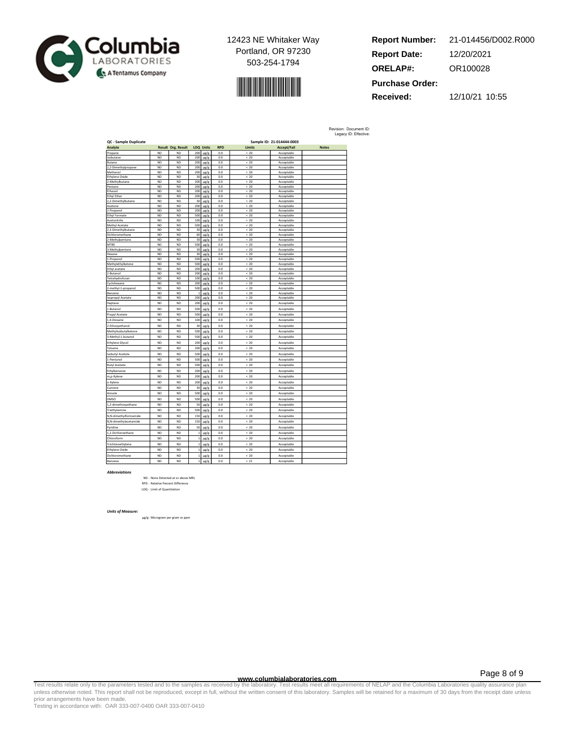12423 NE Whitaker Way
Portland, OR 97230
503-254-1794

**Report Number:** 21-014456/D002.R000
**Report Date:** 12/20/2021
**ORELAP#:** OR100028
**Purchase Order:**
**Received:** 12/10/21 10:55

Revision: Document ID:
Legacy ID: Effective:

**QC - Sample Duplicate** — Sample ID: 21-014444-0003

| Analyte | Result | Org. Result | LOQ | Units | RPD | Limits | Accept/Fail | Notes |
|---|---|---|---|---|---|---|---|---|
| Propane | ND | ND | 200 | µg/g | 0.0 | < 20 | Acceptable | |
| Isobutane | ND | ND | 200 | µg/g | 0.0 | < 20 | Acceptable | |
| Butane | ND | ND | 200 | µg/g | 0.0 | < 20 | Acceptable | |
| 2,2-Dimethylpropane | ND | ND | 200 | µg/g | 0.0 | < 20 | Acceptable | |
| Methanol | ND | ND | 200 | µg/g | 0.0 | < 20 | Acceptable | |
| Ethylene Oxide | ND | ND | 30 | µg/g | 0.0 | < 20 | Acceptable | |
| 2-Methylbutane | ND | ND | 200 | µg/g | 0.0 | < 20 | Acceptable | |
| Pentane | ND | ND | 200 | µg/g | 0.0 | < 20 | Acceptable | |
| Ethanol | ND | ND | 200 | µg/g | 0.0 | < 20 | Acceptable | |
| Ethyl Ether | ND | ND | 200 | µg/g | 0.0 | < 20 | Acceptable | |
| 2,2-Dimethylbutane | ND | ND | 30 | µg/g | 0.0 | < 20 | Acceptable | |
| Acetone | ND | ND | 200 | µg/g | 0.0 | < 20 | Acceptable | |
| 2-Propanol | ND | ND | 200 | µg/g | 0.0 | < 20 | Acceptable | |
| Ethyl Formate | ND | ND | 500 | µg/g | 0.0 | < 20 | Acceptable | |
| Acetonitrile | ND | ND | 100 | µg/g | 0.0 | < 20 | Acceptable | |
| Methyl Acetate | ND | ND | 500 | µg/g | 0.0 | < 20 | Acceptable | |
| 2,3-Dimethylbutane | ND | ND | 30 | µg/g | 0.0 | < 20 | Acceptable | |
| Dichloromethane | ND | ND | 60 | µg/g | 0.0 | < 20 | Acceptable | |
| 2-Methylpentane | ND | ND | 30 | µg/g | 0.0 | < 20 | Acceptable | |
| MTBE | ND | ND | 500 | µg/g | 0.0 | < 20 | Acceptable | |
| 3-Methylpentane | ND | ND | 30 | µg/g | 0.0 | < 20 | Acceptable | |
| Hexane | ND | ND | 30 | µg/g | 0.0 | < 20 | Acceptable | |
| 1-Propanol | ND | ND | 500 | µg/g | 0.0 | < 20 | Acceptable | |
| Methylethylketone | ND | ND | 500 | µg/g | 0.0 | < 20 | Acceptable | |
| Ethyl acetate | ND | ND | 200 | µg/g | 0.0 | < 20 | Acceptable | |
| 2-Butanol | ND | ND | 200 | µg/g | 0.0 | < 20 | Acceptable | |
| Tetrahydrofuran | ND | ND | 100 | µg/g | 0.0 | < 20 | Acceptable | |
| Cyclohexane | ND | ND | 200 | µg/g | 0.0 | < 20 | Acceptable | |
| 2-methyl-1-propanol | ND | ND | 500 | µg/g | 0.0 | < 20 | Acceptable | |
| Benzene | ND | ND | 1 | µg/g | 0.0 | < 20 | Acceptable | |
| Isopropyl Acetate | ND | ND | 200 | µg/g | 0.0 | < 20 | Acceptable | |
| Heptane | ND | ND | 200 | µg/g | 0.0 | < 20 | Acceptable | |
| 1-Butanol | ND | ND | 500 | µg/g | 0.0 | < 20 | Acceptable | |
| Propyl Acetate | ND | ND | 500 | µg/g | 0.0 | < 20 | Acceptable | |
| 1,4-Dioxane | ND | ND | 100 | µg/g | 0.0 | < 20 | Acceptable | |
| 2-Ethoxyethanol | ND | ND | 30 | µg/g | 0.0 | < 20 | Acceptable | |
| Methylisobutylketone | ND | ND | 500 | µg/g | 0.0 | < 20 | Acceptable | |
| 3-Methyl-1-butanol | ND | ND | 500 | µg/g | 0.0 | < 20 | Acceptable | |
| Ethylene Glycol | ND | ND | 200 | µg/g | 0.0 | < 20 | Acceptable | |
| Toluene | ND | ND | 200 | µg/g | 0.0 | < 20 | Acceptable | |
| Isobutyl Acetate | ND | ND | 500 | µg/g | 0.0 | < 20 | Acceptable | |
| 1-Pentanol | ND | ND | 500 | µg/g | 0.0 | < 20 | Acceptable | |
| Butyl Acetate | ND | ND | 500 | µg/g | 0.0 | < 20 | Acceptable | |
| Ethylbenzene | ND | ND | 200 | µg/g | 0.0 | < 20 | Acceptable | |
| m,p-Xylene | ND | ND | 200 | µg/g | 0.0 | < 20 | Acceptable | |
| o-Xylene | ND | ND | 200 | µg/g | 0.0 | < 20 | Acceptable | |
| Cumene | ND | ND | 30 | µg/g | 0.0 | < 20 | Acceptable | |
| Anisole | ND | ND | 500 | µg/g | 0.0 | < 20 | Acceptable | |
| DMSO | ND | ND | 500 | µg/g | 0.0 | < 20 | Acceptable | |
| 1,2-dimethoxyethane | ND | ND | 50 | µg/g | 0.0 | < 20 | Acceptable | |
| Triethylamine | ND | ND | 500 | µg/g | 0.0 | < 20 | Acceptable | |
| N,N-dimethylformamide | ND | ND | 150 | µg/g | 0.0 | < 20 | Acceptable | |
| N,N-dimethylacetamide | ND | ND | 150 | µg/g | 0.0 | < 20 | Acceptable | |
| Pyridine | ND | ND | 50 | µg/g | 0.0 | < 20 | Acceptable | |
| 1,2-Dichloroethane | ND | ND | 1 | µg/g | 0.0 | < 20 | Acceptable | |
| Chloroform | ND | ND | 1 | µg/g | 0.0 | < 20 | Acceptable | |
| Trichloroethylene | ND | ND | 1 | µg/g | 0.0 | < 20 | Acceptable | |
| Ethylene Oxide | ND | ND | 1 | µg/g | 0.0 | < 20 | Acceptable | |
| Dichloromethane | ND | ND | 1 | µg/g | 0.0 | < 20 | Acceptable | |
| Benzene | ND | ND | 1 | µg/g | 0.0 | < 21 | Acceptable | |

***Abbreviations***

ND - None Detected at or above MRL
RPD - Relative Percent Difference
LOQ - Limit of Quantitation

***Units of Measure:***

µg/g - Microgram per gram or ppm

www.columbialaboratories.com

Test results relate only to the parameters tested and to the samples as received by the laboratory. Test results meet all requirements of NELAP and the Columbia Laboratories quality assurance plan unless otherwise noted. This report shall not be reproduced, except in full, without the written consent of this laboratory. Samples will be retained for a maximum of 30 days from the receipt date unless prior arrangements have been made.
Testing in accordance with: OAR 333-007-0400 OAR 333-007-0410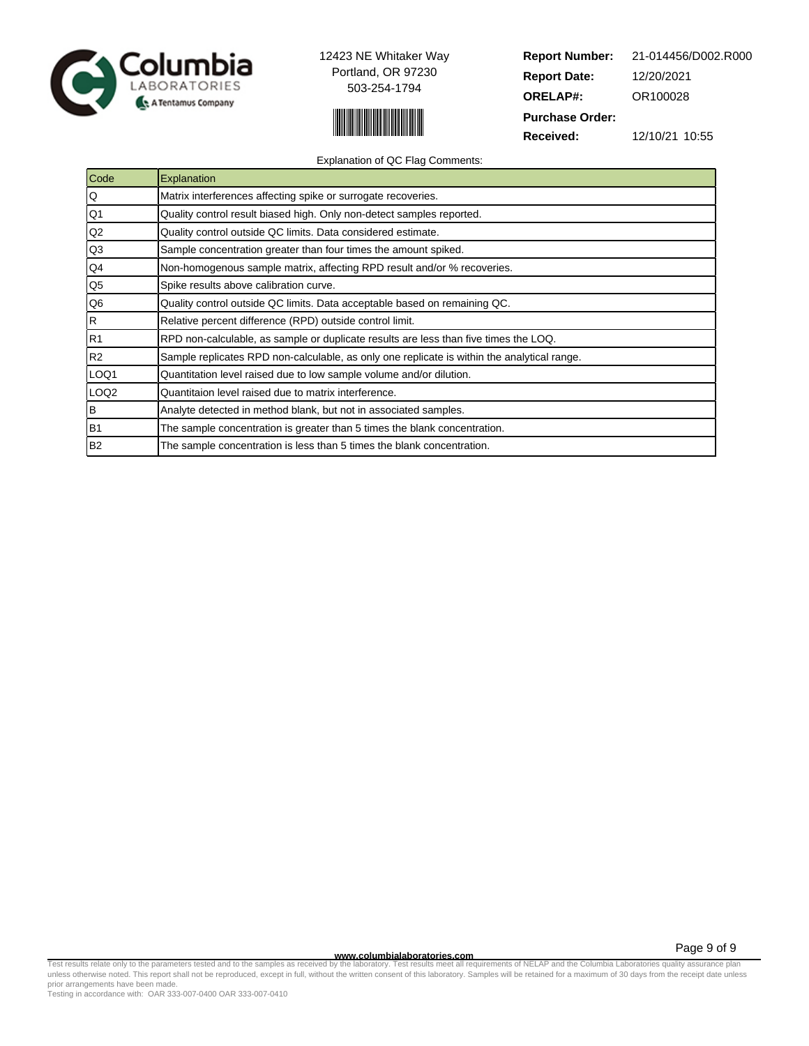12423 NE Whitaker Way
Portland, OR 97230
503-254-1794

**Report Number:** 21-014456/D002.R000
**Report Date:** 12/20/2021
**ORELAP#:** OR100028
**Purchase Order:**
**Received:** 12/10/21 10:55

Explanation of QC Flag Comments:

| Code | Explanation |
|---|---|
| Q | Matrix interferences affecting spike or surrogate recoveries. |
| Q1 | Quality control result biased high. Only non-detect samples reported. |
| Q2 | Quality control outside QC limits. Data considered estimate. |
| Q3 | Sample concentration greater than four times the amount spiked. |
| Q4 | Non-homogenous sample matrix, affecting RPD result and/or % recoveries. |
| Q5 | Spike results above calibration curve. |
| Q6 | Quality control outside QC limits. Data acceptable based on remaining QC. |
| R | Relative percent difference (RPD) outside control limit. |
| R1 | RPD non-calculable, as sample or duplicate results are less than five times the LOQ. |
| R2 | Sample replicates RPD non-calculable, as only one replicate is within the analytical range. |
| LOQ1 | Quantitation level raised due to low sample volume and/or dilution. |
| LOQ2 | Quantitaion level raised due to matrix interference. |
| B | Analyte detected in method blank, but not in associated samples. |
| B1 | The sample concentration is greater than 5 times the blank concentration. |
| B2 | The sample concentration is less than 5 times the blank concentration. |

www.columbialaboratories.com

Test results relate only to the parameters tested and to the samples as received by the laboratory. Test results meet all requirements of NELAP and the Columbia Laboratories quality assurance plan unless otherwise noted. This report shall not be reproduced, except in full, without the written consent of this laboratory. Samples will be retained for a maximum of 30 days from the receipt date unless prior arrangements have been made.
Testing in accordance with: OAR 333-007-0400 OAR 333-007-0410